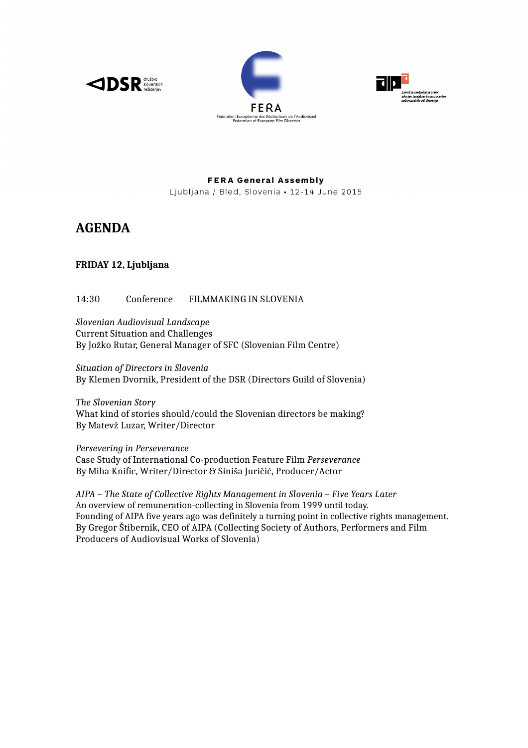DSR društvo slovenskih režiserjev

FERA
Fédération Européenne des Réalisateurs de l'Audiovisuel
Federation of European Film Directors

aipa
Zavod za uveljavljanje pravic avtorjev, izvajalcev in producentov avdiovizualnih del Slovenije

**FERA General Assembly**
Ljubljana / Bled, Slovenia • 12-14 June 2015

# AGENDA

**FRIDAY 12, Ljubljana**

14:30 Conference FILMMAKING IN SLOVENIA

*Slovenian Audiovisual Landscape*
Current Situation and Challenges
By Jožko Rutar, General Manager of SFC (Slovenian Film Centre)

*Situation of Directors in Slovenia*
By Klemen Dvornik, President of the DSR (Directors Guild of Slovenia)

*The Slovenian Story*
What kind of stories should/could the Slovenian directors be making?
By Matevž Luzar, Writer/Director

*Persevering in Perseverance*
Case Study of International Co-production Feature Film *Perseverance*
By Miha Knific, Writer/Director & Siniša Juričić, Producer/Actor

*AIPA – The State of Collective Rights Management in Slovenia – Five Years Later*
An overview of remuneration-collecting in Slovenia from 1999 until today.
Founding of AIPA five years ago was definitely a turning point in collective rights management.
By Gregor Štibernik, CEO of AIPA (Collecting Society of Authors, Performers and Film Producers of Audiovisual Works of Slovenia)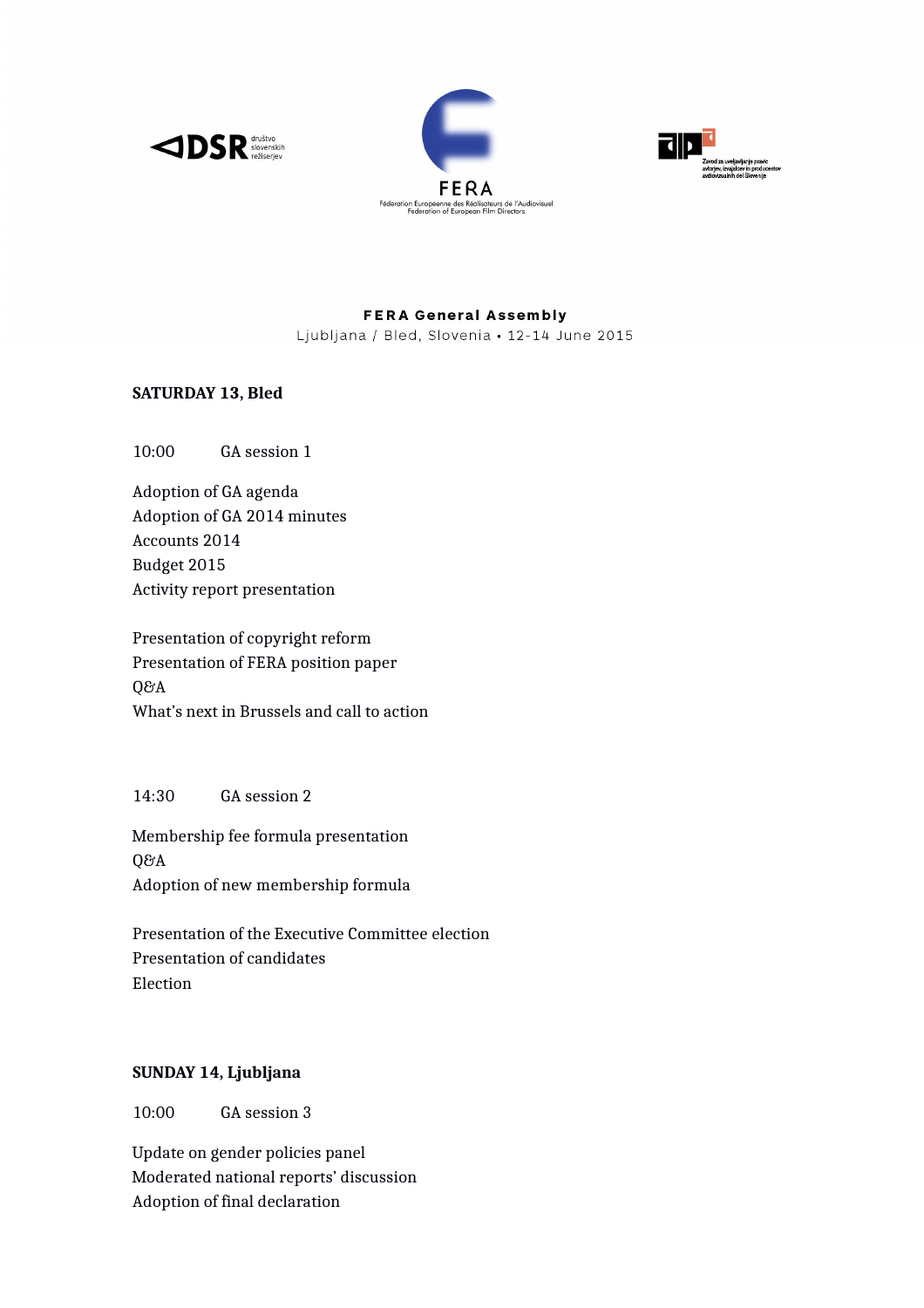društvo slovenskih režiserjev

**FERA**

Fédération Européenne des Réalisateurs de l'Audiovisuel
Federation of European Film Directors

Zavod za uveljavljanje pravic avtorjev, izvajalcev in producentov avdiovizualnih del Slovenije

**FERA General Assembly**

Ljubljana / Bled, Slovenia • 12-14 June 2015

**SATURDAY 13, Bled**

10:00 GA session 1

Adoption of GA agenda
Adoption of GA 2014 minutes
Accounts 2014
Budget 2015
Activity report presentation

Presentation of copyright reform
Presentation of FERA position paper
Q&A
What's next in Brussels and call to action

14:30 GA session 2

Membership fee formula presentation
Q&A
Adoption of new membership formula

Presentation of the Executive Committee election
Presentation of candidates
Election

**SUNDAY 14, Ljubljana**

10:00 GA session 3

Update on gender policies panel
Moderated national reports' discussion
Adoption of final declaration